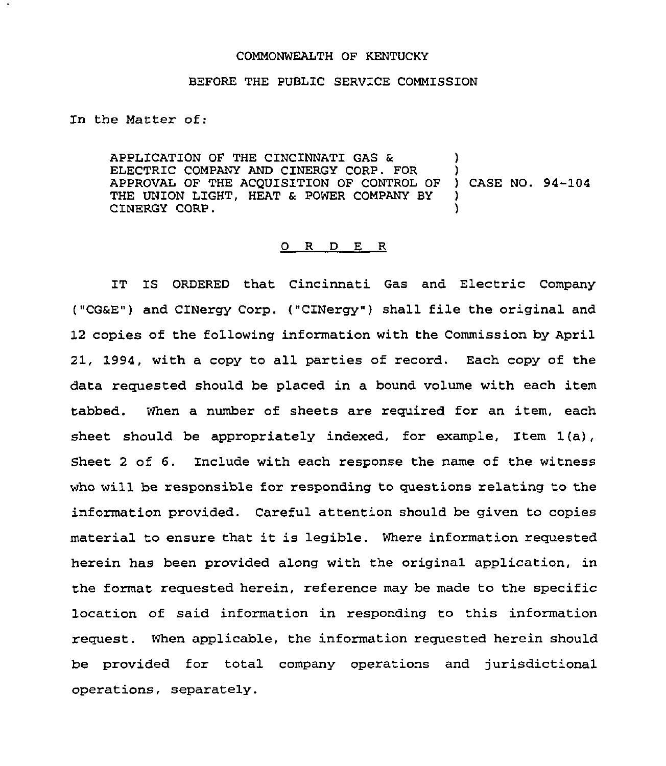COMMONWEALTH OF KENTUCKY

BEFORE THE PUBLIC SERVICE COMMISSION

In the Matter of:

| | | |
|---|---|---|
| APPLICATION OF THE CINCINNATI GAS & ELECTRIC COMPANY AND CINERGY CORP. FOR APPROVAL OF THE ACQUISITION OF CONTROL OF THE UNION LIGHT, HEAT & POWER COMPANY BY CINERGY CORP. | ) | CASE NO. 94-104 |

O R D E R

IT IS ORDERED that Cincinnati Gas and Electric Company ("CG&E") and CINergy Corp. ("CINergy") shall file the original and 12 copies of the following information with the Commission by April 21, 1994, with a copy to all parties of record. Each copy of the data requested should be placed in a bound volume with each item tabbed. When a number of sheets are required for an item, each sheet should be appropriately indexed, for example, Item 1(a), Sheet 2 of 6. Include with each response the name of the witness who will be responsible for responding to questions relating to the information provided. Careful attention should be given to copies material to ensure that it is legible. Where information requested herein has been provided along with the original application, in the format requested herein, reference may be made to the specific location of said information in responding to this information request. When applicable, the information requested herein should be provided for total company operations and jurisdictional operations, separately.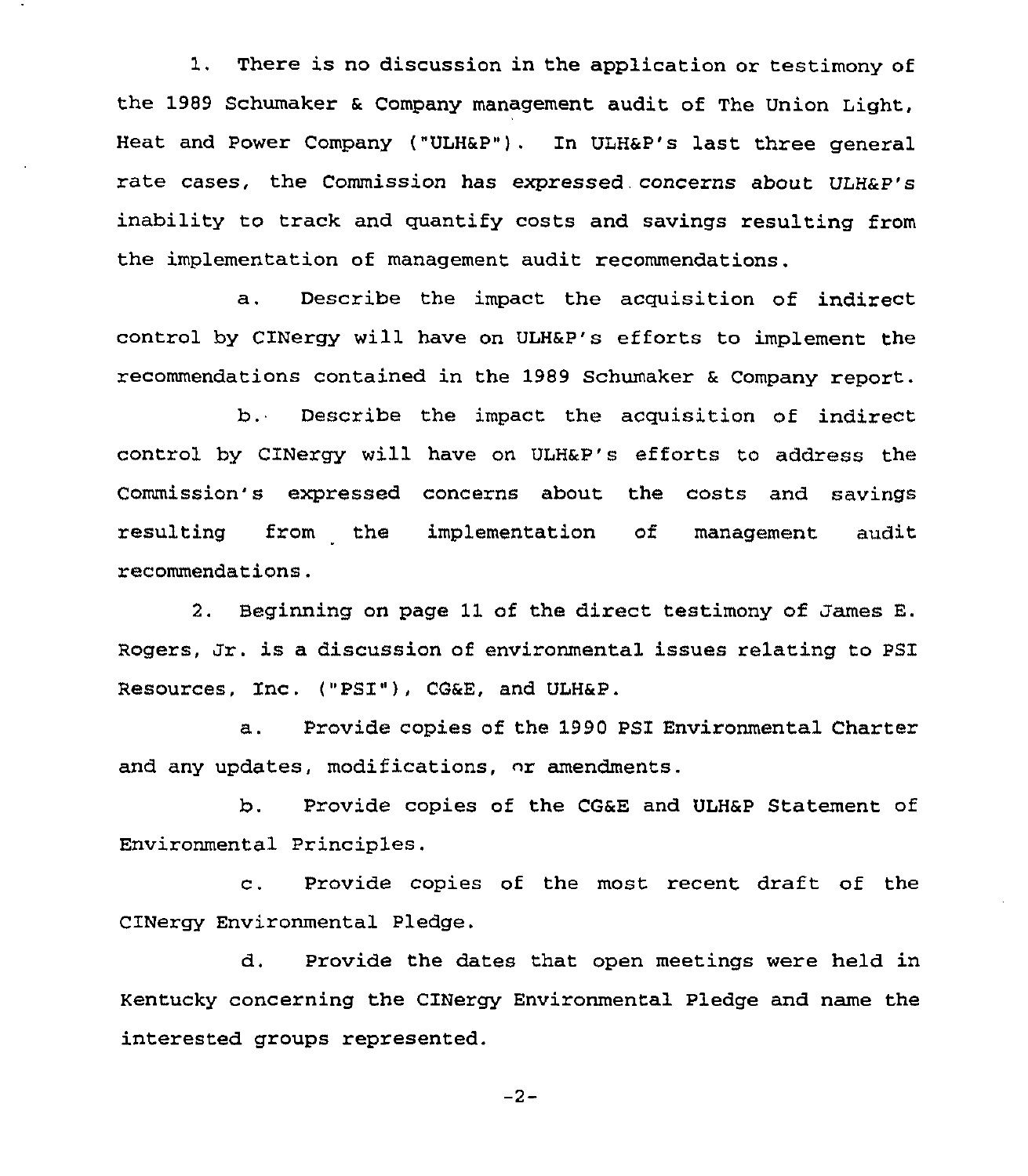1. There is no discussion in the application or testimony of the 1989 Schumaker & Company management audit of The Union Light, Heat and Power Company ("ULH&P"). In ULH&P's last three general rate cases, the Commission has expressed concerns about ULH&P's inability to track and quantify costs and savings resulting from the implementation of management audit recommendations.

a. Describe the impact the acquisition of indirect control by CINergy will have on ULH&P's efforts to implement the recommendations contained in the 1989 Schumaker & Company report.

b. Describe the impact the acquisition of indirect control by CINergy will have on ULH&P's efforts to address the Commission's expressed concerns about the costs and savings resulting from the implementation of management audit recommendations.

2. Beginning on page 11 of the direct testimony of James E. Rogers, Jr. is a discussion of environmental issues relating to PSI Resources, Inc. ("PSI"), CG&E, and ULH&P.

a. Provide copies of the 1990 PSI Environmental Charter and any updates, modifications, or amendments.

b. Provide copies of the CG&E and ULH&P Statement of Environmental Principles.

c. Provide copies of the most recent draft of the CINergy Environmental Pledge.

d. Provide the dates that open meetings were held in Kentucky concerning the CINergy Environmental Pledge and name the interested groups represented.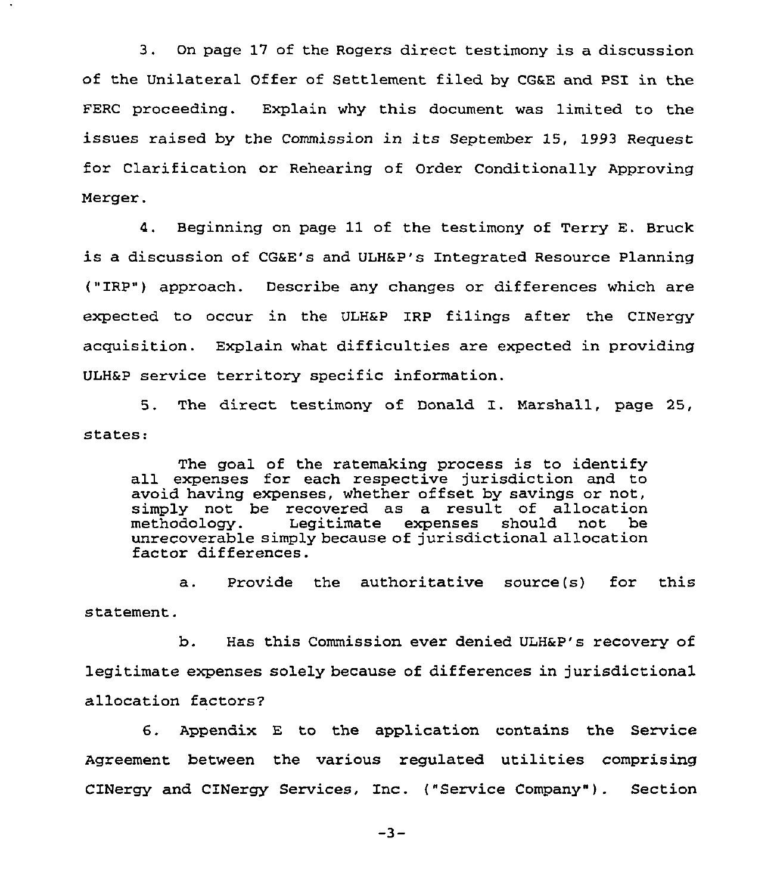3. On page 17 of the Rogers direct testimony is a discussion of the Unilateral Offer of Settlement filed by CG&E and PSI in the FERC proceeding. Explain why this document was limited to the issues raised by the Commission in its September 15, 1993 Request for Clarification or Rehearing of Order Conditionally Approving Merger.

4. Beginning on page 11 of the testimony of Terry E. Bruck is a discussion of CG&E's and ULH&P's Integrated Resource Planning ("IRP") approach. Describe any changes or differences which are expected to occur in the ULH&P IRP filings after the CINergy acquisition. Explain what difficulties are expected in providing ULH&P service territory specific information.

5. The direct testimony of Donald I. Marshall, page 25, states:

> The goal of the ratemaking process is to identify all expenses for each respective jurisdiction and to avoid having expenses, whether offset by savings or not, simply not be recovered as a result of allocation methodology. Legitimate expenses should not be unrecoverable simply because of jurisdictional allocation factor differences.

a. Provide the authoritative source(s) for this statement.

b. Has this Commission ever denied ULH&P's recovery of legitimate expenses solely because of differences in jurisdictional allocation factors?

6. Appendix E to the application contains the Service Agreement between the various regulated utilities comprising CINergy and CINergy Services, Inc. ("Service Company"). Section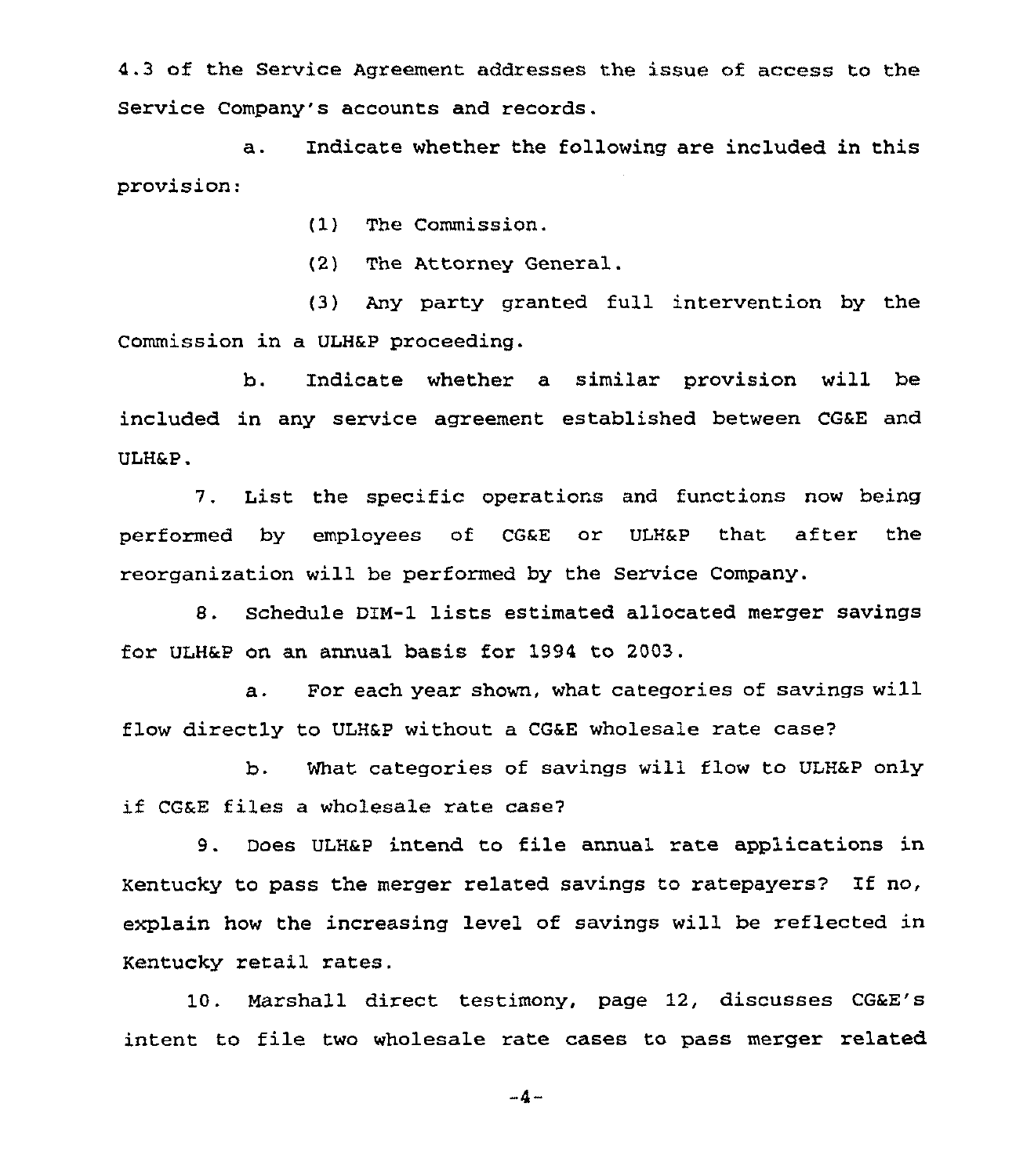4.3 of the Service Agreement addresses the issue of access to the Service Company's accounts and records.

a. Indicate whether the following are included in this provision:

(1) The Commission.

(2) The Attorney General.

(3) Any party granted full intervention by the Commission in a ULH&P proceeding.

b. Indicate whether a similar provision will be included in any service agreement established between CG&E and ULH&P.

7. List the specific operations and functions now being performed by employees of CG&E or ULH&P that after the reorganization will be performed by the Service Company.

8. Schedule DIM-1 lists estimated allocated merger savings for ULH&P on an annual basis for 1994 to 2003.

a. For each year shown, what categories of savings will flow directly to ULH&P without a CG&E wholesale rate case?

b. What categories of savings will flow to ULH&P only if CG&E files a wholesale rate case?

9. Does ULH&P intend to file annual rate applications in Kentucky to pass the merger related savings to ratepayers? If no, explain how the increasing level of savings will be reflected in Kentucky retail rates.

10. Marshall direct testimony, page 12, discusses CG&E's intent to file two wholesale rate cases to pass merger related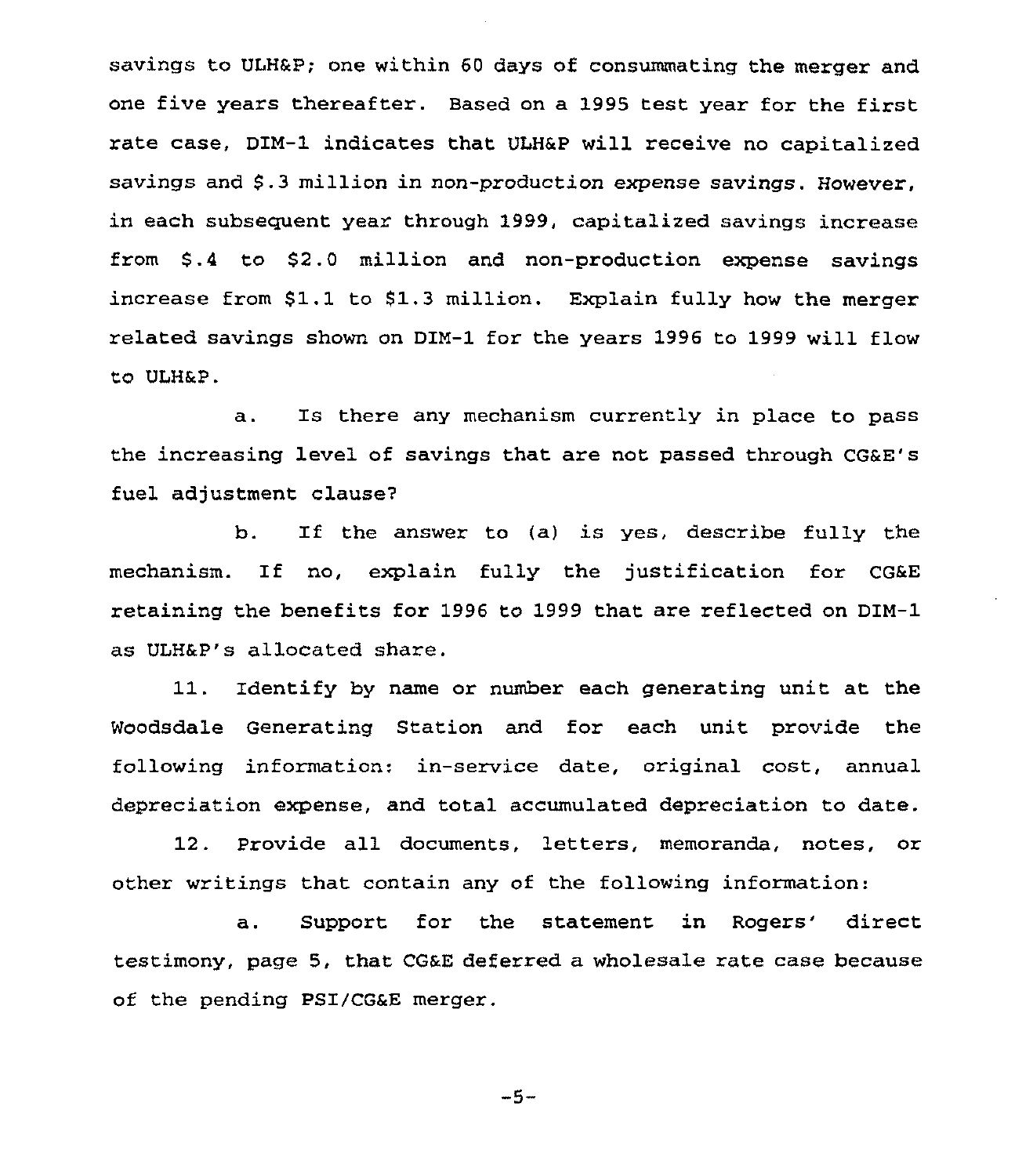savings to ULH&P; one within 60 days of consummating the merger and one five years thereafter. Based on a 1995 test year for the first rate case, DIM-1 indicates that ULH&P will receive no capitalized savings and $.3 million in non-production expense savings. However, in each subsequent year through 1999, capitalized savings increase from $.4 to $2.0 million and non-production expense savings increase from $1.1 to $1.3 million. Explain fully how the merger related savings shown on DIM-1 for the years 1996 to 1999 will flow to ULH&P.

a. Is there any mechanism currently in place to pass the increasing level of savings that are not passed through CG&E's fuel adjustment clause?

b. If the answer to (a) is yes, describe fully the mechanism. If no, explain fully the justification for CG&E retaining the benefits for 1996 to 1999 that are reflected on DIM-1 as ULH&P's allocated share.

11. Identify by name or number each generating unit at the Woodsdale Generating Station and for each unit provide the following information: in-service date, original cost, annual depreciation expense, and total accumulated depreciation to date.

12. Provide all documents, letters, memoranda, notes, or other writings that contain any of the following information:

a. Support for the statement in Rogers' direct testimony, page 5, that CG&E deferred a wholesale rate case because of the pending PSI/CG&E merger.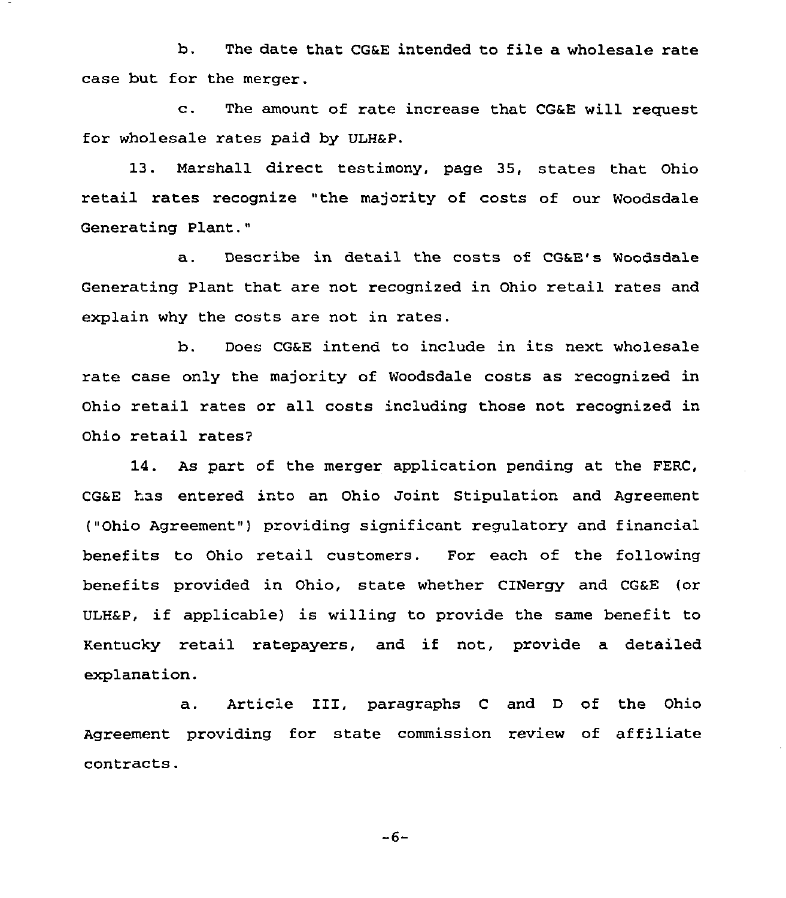b. The date that CG&E intended to file a wholesale rate case but for the merger.

c. The amount of rate increase that CG&E will request for wholesale rates paid by ULH&P.

13. Marshall direct testimony, page 35, states that Ohio retail rates recognize "the majority of costs of our Woodsdale Generating Plant."

a. Describe in detail the costs of CG&E's Woodsdale Generating Plant that are not recognized in Ohio retail rates and explain why the costs are not in rates.

b. Does CG&E intend to include in its next wholesale rate case only the majority of Woodsdale costs as recognized in Ohio retail rates or all costs including those not recognized in Ohio retail rates?

14. As part of the merger application pending at the FERC, CG&E has entered into an Ohio Joint Stipulation and Agreement ("Ohio Agreement") providing significant regulatory and financial benefits to Ohio retail customers. For each of the following benefits provided in Ohio, state whether CINergy and CG&E (or ULH&P, if applicable) is willing to provide the same benefit to Kentucky retail ratepayers, and if not, provide a detailed explanation.

a. Article III, paragraphs C and D of the Ohio Agreement providing for state commission review of affiliate contracts.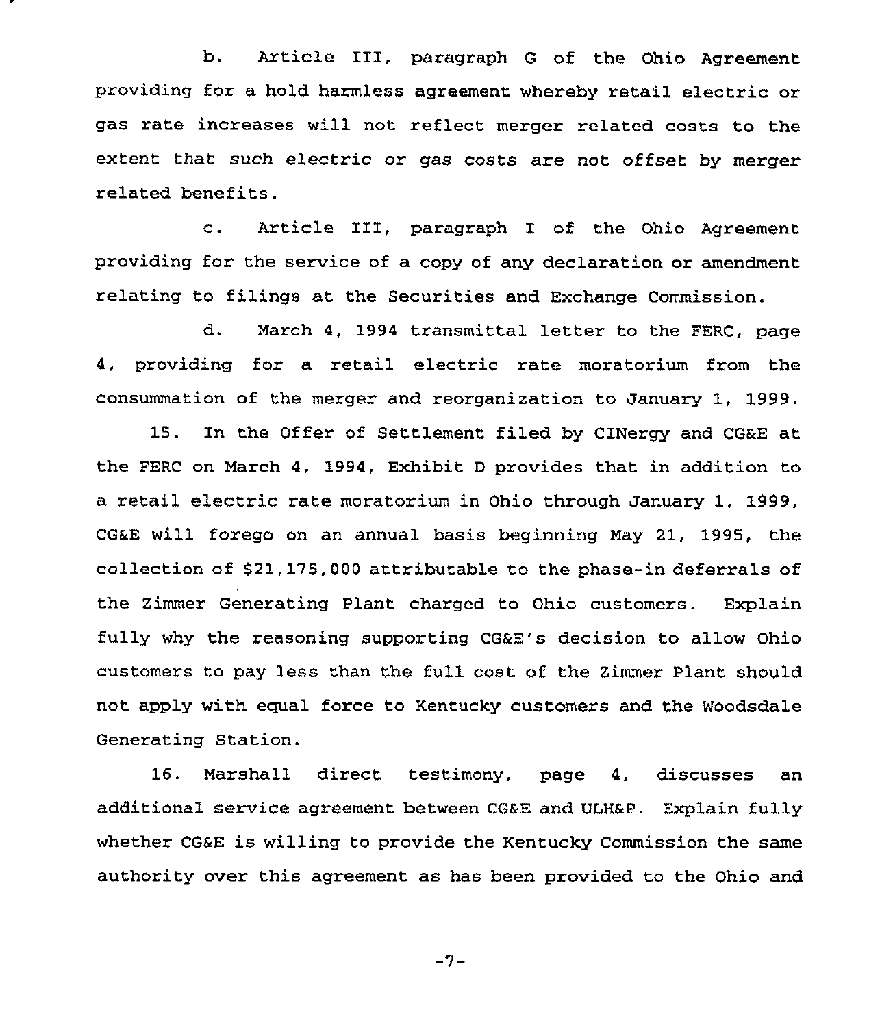b. Article III, paragraph G of the Ohio Agreement providing for a hold harmless agreement whereby retail electric or gas rate increases will not reflect merger related costs to the extent that such electric or gas costs are not offset by merger related benefits.

c. Article III, paragraph I of the Ohio Agreement providing for the service of a copy of any declaration or amendment relating to filings at the Securities and Exchange Commission.

d. March 4, 1994 transmittal letter to the FERC, page 4, providing for a retail electric rate moratorium from the consummation of the merger and reorganization to January 1, 1999.

15. In the Offer of Settlement filed by CINergy and CG&E at the FERC on March 4, 1994, Exhibit D provides that in addition to a retail electric rate moratorium in Ohio through January 1, 1999, CG&E will forego on an annual basis beginning May 21, 1995, the collection of $21,175,000 attributable to the phase-in deferrals of the Zimmer Generating Plant charged to Ohio customers. Explain fully why the reasoning supporting CG&E's decision to allow Ohio customers to pay less than the full cost of the Zimmer Plant should not apply with equal force to Kentucky customers and the Woodsdale Generating Station.

16. Marshall direct testimony, page 4, discusses an additional service agreement between CG&E and ULH&P. Explain fully whether CG&E is willing to provide the Kentucky Commission the same authority over this agreement as has been provided to the Ohio and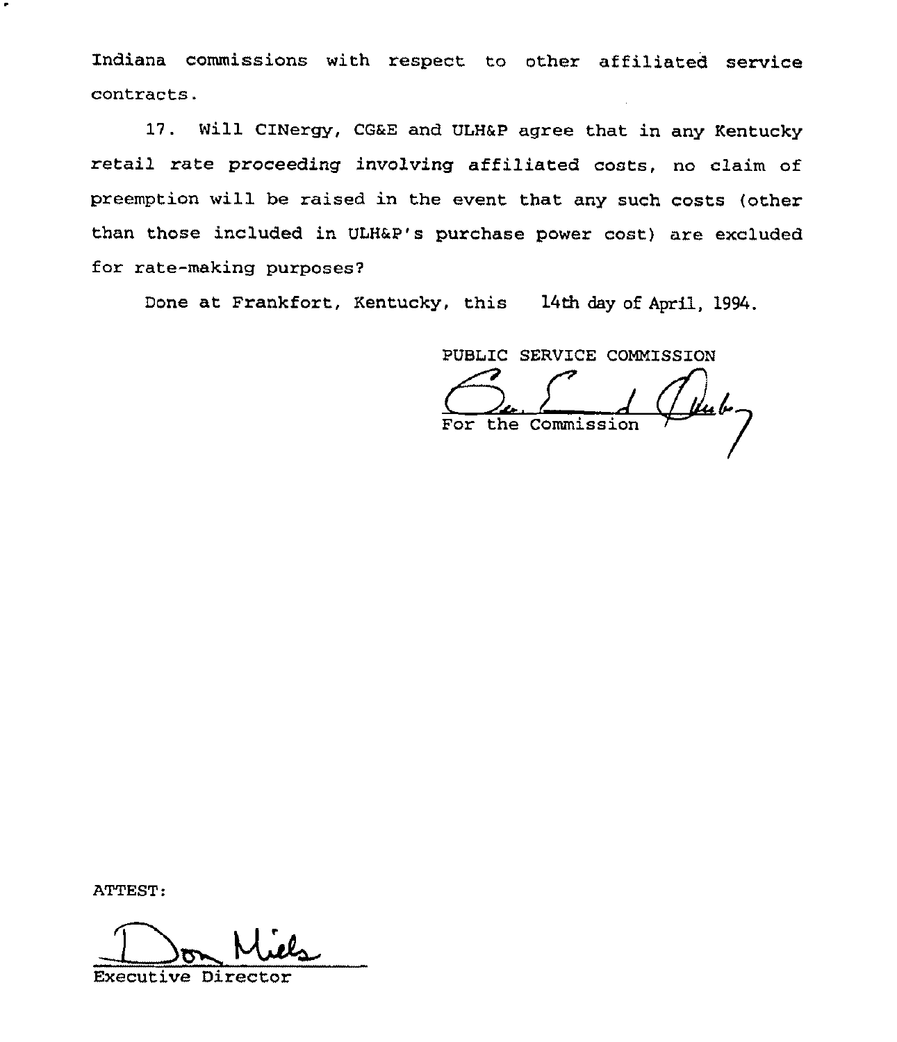Indiana commissions with respect to other affiliated service contracts.

17. Will CINergy, CG&E and ULH&P agree that in any Kentucky retail rate proceeding involving affiliated costs, no claim of preemption will be raised in the event that any such costs (other than those included in ULH&P's purchase power cost) are excluded for rate-making purposes?

Done at Frankfort, Kentucky, this 14th day of April, 1994.

PUBLIC SERVICE COMMISSION

For the Commission

ATTEST:

Executive Director